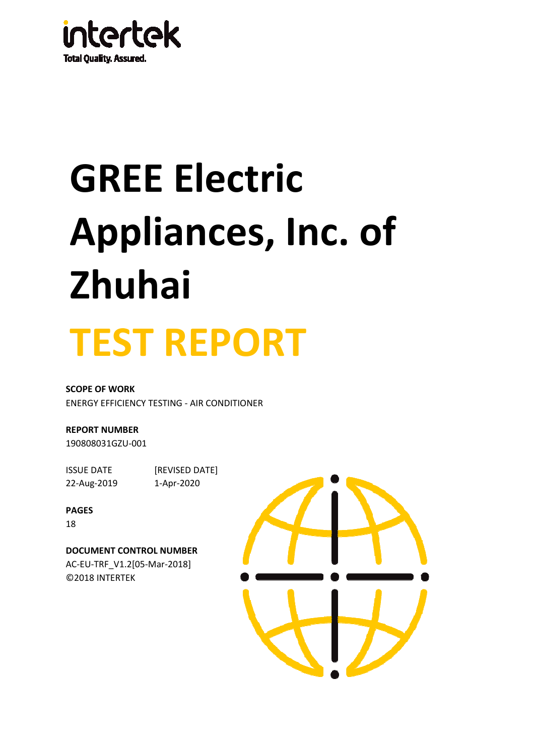intertek
Total Quality. Assured.

# GREE Electric Appliances, Inc. of Zhuhai

# TEST REPORT

**SCOPE OF WORK**

ENERGY EFFICIENCY TESTING - AIR CONDITIONER

**REPORT NUMBER**

190808031GZU-001

| ISSUE DATE | [REVISED DATE] |
|---|---|
| 22-Aug-2019 | 1-Apr-2020 |

**PAGES**

18

**DOCUMENT CONTROL NUMBER**

AC-EU-TRF_V1.2[05-Mar-2018]

©2018 INTERTEK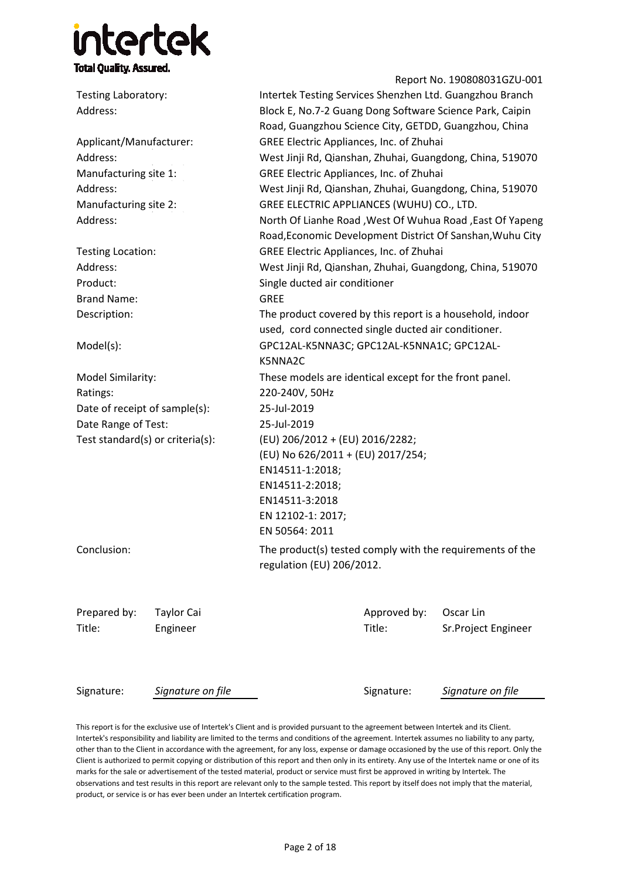**intertek**
**Total Quality. Assured.**

Report No. 190808031GZU-001

| | |
|---|---|
| Testing Laboratory: | Intertek Testing Services Shenzhen Ltd. Guangzhou Branch |
| Address: | Block E, No.7-2 Guang Dong Software Science Park, Caipin Road, Guangzhou Science City, GETDD, Guangzhou, China |
| Applicant/Manufacturer: | GREE Electric Appliances, Inc. of Zhuhai |
| Address: | West Jinji Rd, Qianshan, Zhuhai, Guangdong, China, 519070 |
| Manufacturing site 1: | GREE Electric Appliances, Inc. of Zhuhai |
| Address: | West Jinji Rd, Qianshan, Zhuhai, Guangdong, China, 519070 |
| Manufacturing site 2: | GREE ELECTRIC APPLIANCES (WUHU) CO., LTD. |
| Address: | North Of Lianhe Road ,West Of Wuhua Road ,East Of Yapeng Road,Economic Development District Of Sanshan,Wuhu City |
| Testing Location: | GREE Electric Appliances, Inc. of Zhuhai |
| Address: | West Jinji Rd, Qianshan, Zhuhai, Guangdong, China, 519070 |
| Product: | Single ducted air conditioner |
| Brand Name: | GREE |
| Description: | The product covered by this report is a household, indoor used, cord connected single ducted air conditioner. |
| Model(s): | GPC12AL-K5NNA3C; GPC12AL-K5NNA1C; GPC12AL-K5NNA2C |
| Model Similarity: | These models are identical except for the front panel. |
| Ratings: | 220-240V, 50Hz |
| Date of receipt of sample(s): | 25-Jul-2019 |
| Date Range of Test: | 25-Jul-2019 |
| Test standard(s) or criteria(s): | (EU) 206/2012 + (EU) 2016/2282;<br>(EU) No 626/2011 + (EU) 2017/254;<br>EN14511-1:2018;<br>EN14511-2:2018;<br>EN14511-3:2018<br>EN 12102-1: 2017;<br>EN 50564: 2011 |
| Conclusion: | The product(s) tested comply with the requirements of the regulation (EU) 206/2012. |

| | | | |
|---|---|---|---|
| Prepared by: | Taylor Cai | Approved by: | Oscar Lin |
| Title: | Engineer | Title: | Sr.Project Engineer |
| Signature: | *Signature on file* | Signature: | *Signature on file* |

This report is for the exclusive use of Intertek's Client and is provided pursuant to the agreement between Intertek and its Client. Intertek's responsibility and liability are limited to the terms and conditions of the agreement. Intertek assumes no liability to any party, other than to the Client in accordance with the agreement, for any loss, expense or damage occasioned by the use of this report. Only the Client is authorized to permit copying or distribution of this report and then only in its entirety. Any use of the Intertek name or one of its marks for the sale or advertisement of the tested material, product or service must first be approved in writing by Intertek. The observations and test results in this report are relevant only to the sample tested. This report by itself does not imply that the material, product, or service is or has ever been under an Intertek certification program.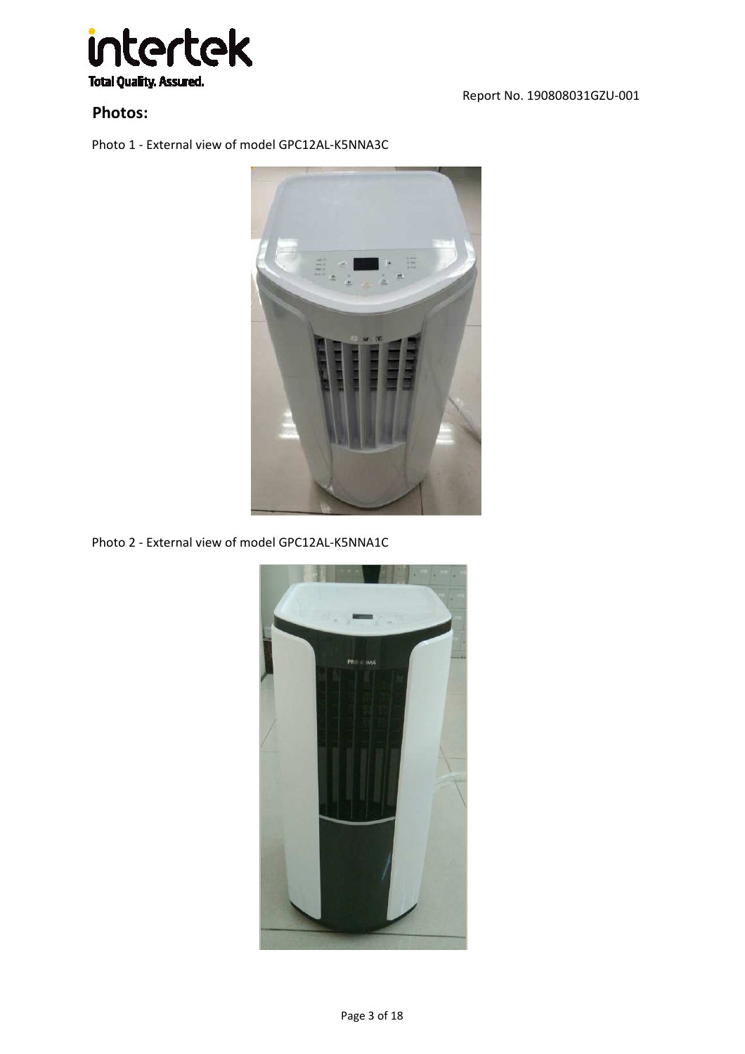## Photos:

Photo 1 - External view of model GPC12AL-K5NNA3C

Photo 2 - External view of model GPC12AL-K5NNA1C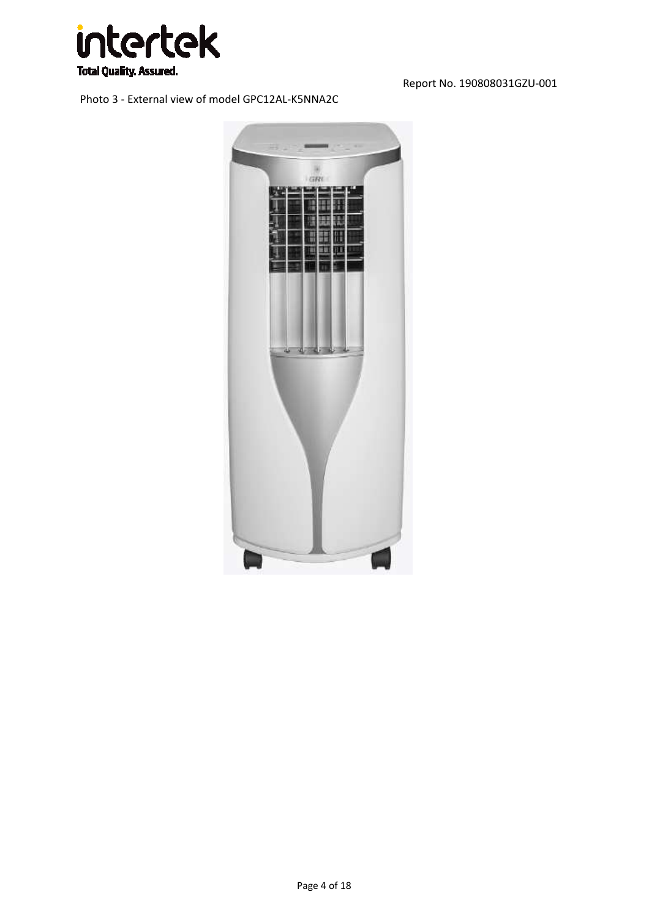Photo 3 - External view of model GPC12AL-K5NNA2C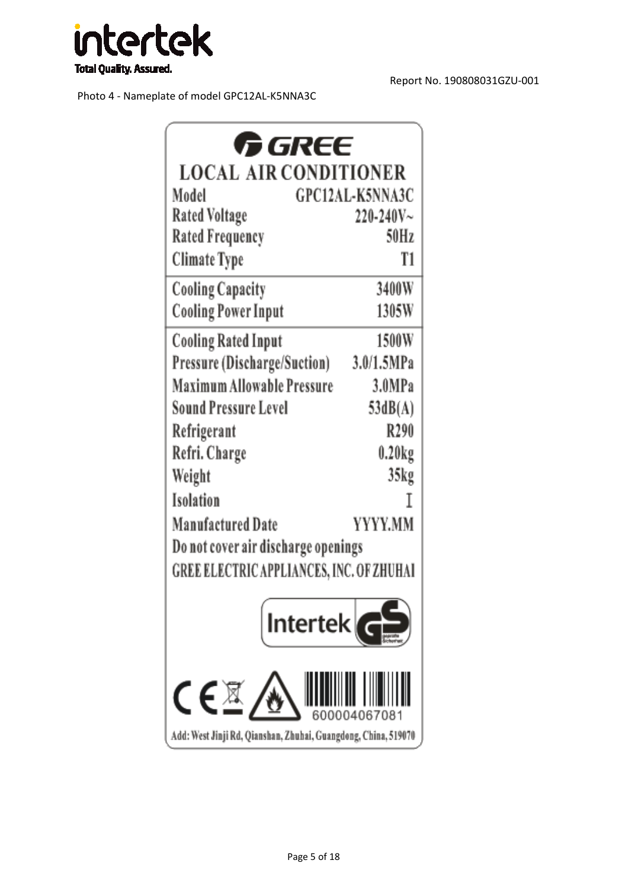Report No. 190808031GZU-001

Photo 4 - Nameplate of model GPC12AL-K5NNA3C

**GREE**

**LOCAL AIR CONDITIONER**

| | |
|---|---|
| Model | GPC12AL-K5NNA3C |
| Rated Voltage | 220-240V~ |
| Rated Frequency | 50Hz |
| Climate Type | T1 |
| Cooling Capacity | 3400W |
| Cooling Power Input | 1305W |
| Cooling Rated Input | 1500W |
| Pressure (Discharge/Suction) | 3.0/1.5MPa |
| Maximum Allowable Pressure | 3.0MPa |
| Sound Pressure Level | 53dB(A) |
| Refrigerant | R290 |
| Refri. Charge | 0.20kg |
| Weight | 35kg |
| Isolation | I |
| Manufactured Date | YYYY.MM |

Do not cover air discharge openings

GREE ELECTRIC APPLIANCES, INC. OF ZHUHAI

Intertek GS

CE

600004067081

Add: West Jinji Rd, Qianshan, Zhuhai, Guangdong, China, 519070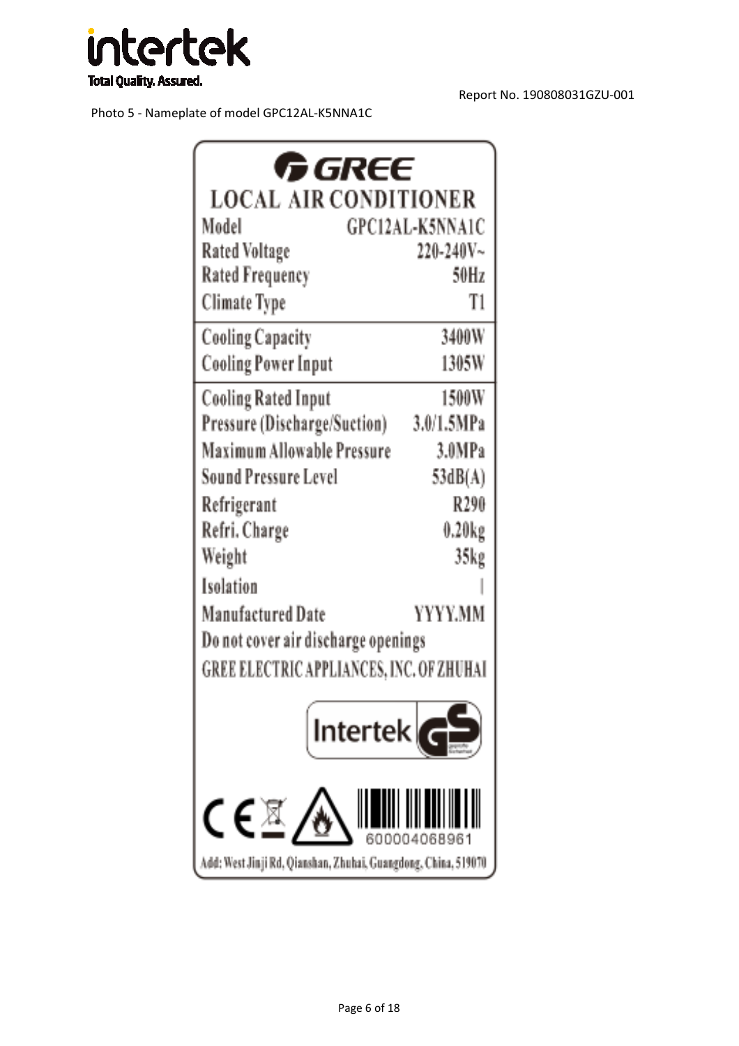Report No. 190808031GZU-001

Photo 5 - Nameplate of model GPC12AL-K5NNA1C

**GREE**

**LOCAL AIR CONDITIONER**

| | |
|---|---|
| Model | GPC12AL-K5NNA1C |
| Rated Voltage | 220-240V~ |
| Rated Frequency | 50Hz |
| Climate Type | T1 |
| Cooling Capacity | 3400W |
| Cooling Power Input | 1305W |
| Cooling Rated Input | 1500W |
| Pressure (Discharge/Suction) | 3.0/1.5MPa |
| Maximum Allowable Pressure | 3.0MPa |
| Sound Pressure Level | 53dB(A) |
| Refrigerant | R290 |
| Refri. Charge | 0.20kg |
| Weight | 35kg |
| Isolation | I |
| Manufactured Date | YYYY.MM |

Do not cover air discharge openings

GREE ELECTRIC APPLIANCES, INC. OF ZHUHAI

Intertek GS

CE

600004068961

Add: West Jinji Rd, Qianshan, Zhuhai, Guangdong, China, 519070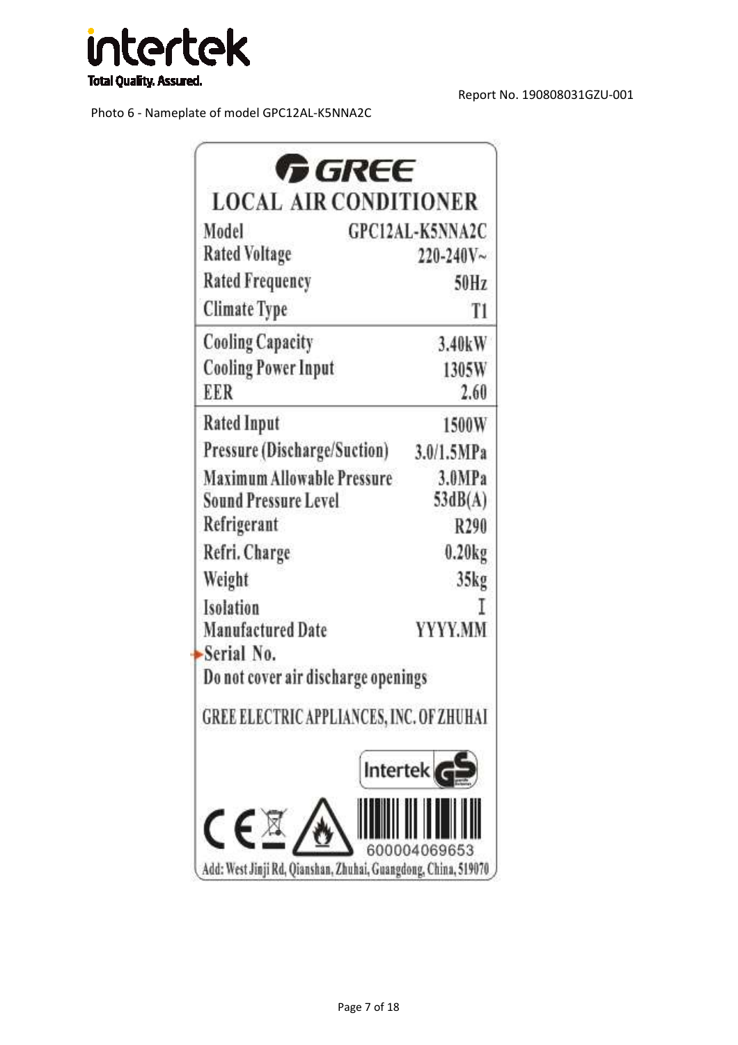Photo 6 - Nameplate of model GPC12AL-K5NNA2C

**GREE**

**LOCAL AIR CONDITIONER**

| | |
|---|---|
| Model | GPC12AL-K5NNA2C |
| Rated Voltage | 220-240V~ |
| Rated Frequency | 50Hz |
| Climate Type | T1 |
| Cooling Capacity | 3.40kW |
| Cooling Power Input | 1305W |
| EER | 2.60 |
| Rated Input | 1500W |
| Pressure (Discharge/Suction) | 3.0/1.5MPa |
| Maximum Allowable Pressure | 3.0MPa |
| Sound Pressure Level | 53dB(A) |
| Refrigerant | R290 |
| Refri. Charge | 0.20kg |
| Weight | 35kg |
| Isolation | I |
| Manufactured Date | YYYY.MM |
| Serial No. | |

Do not cover air discharge openings

GREE ELECTRIC APPLIANCES, INC. OF ZHUHAI

Intertek GS

CE

600004069653

Add: West Jinji Rd, Qianshan, Zhuhai, Guangdong, China, 519070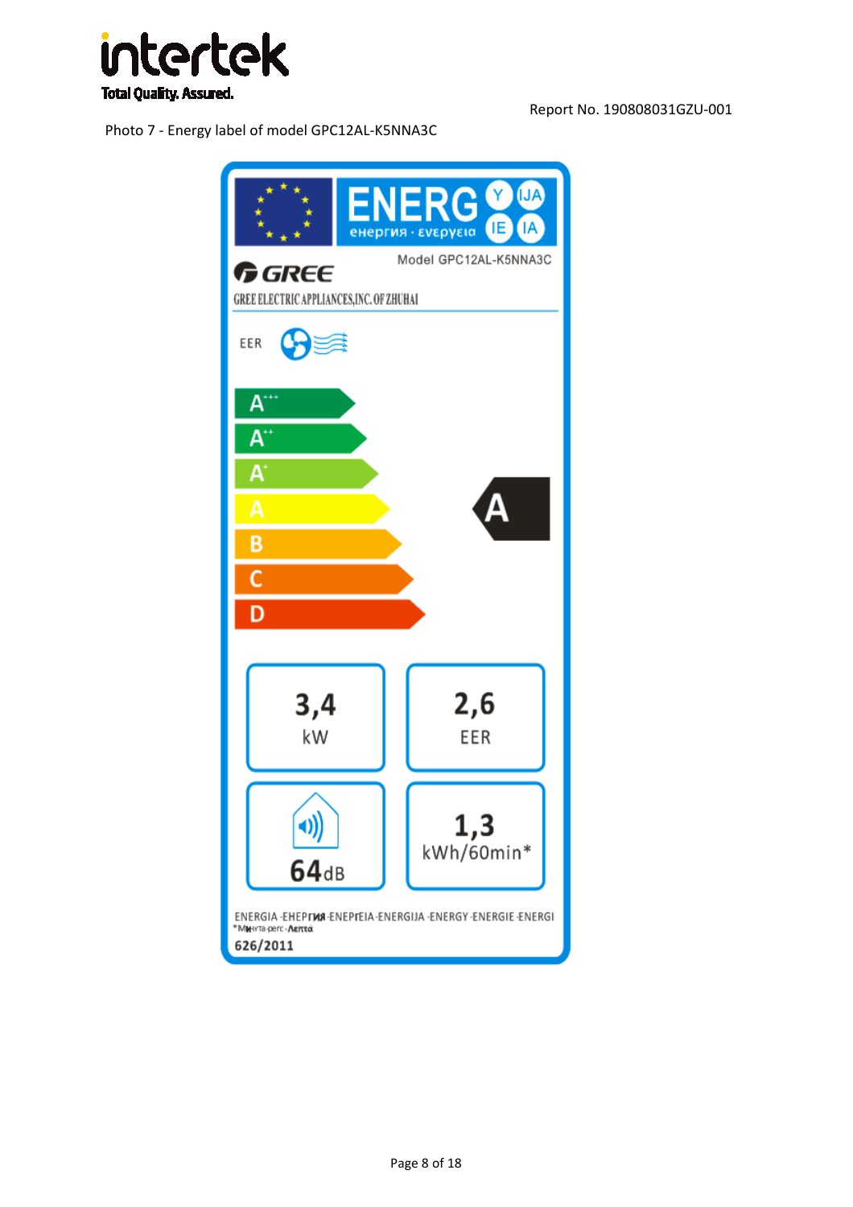Report No. 190808031GZU-001

Photo 7 - Energy label of model GPC12AL-K5NNA3C

ENERG Y IJA IE IA

енергия · ενεργεια

Model GPC12AL-K5NNA3C

GREE

GREE ELECTRIC APPLIANCES,INC.OF ZHUHAI

EER

A+++

A++

A+

A

B

C

D

A

3,4 kW

2,6 EER

64dB

1,3 kWh/60min*

ENERGIA ·ЕНЕРГИЯ ·ΕΝΕΡΓΕΙΑ ·ENERGIJA ·ENERGY ·ENERGIE ·ENERGI

*Минута·perc·Λεπτά

626/2011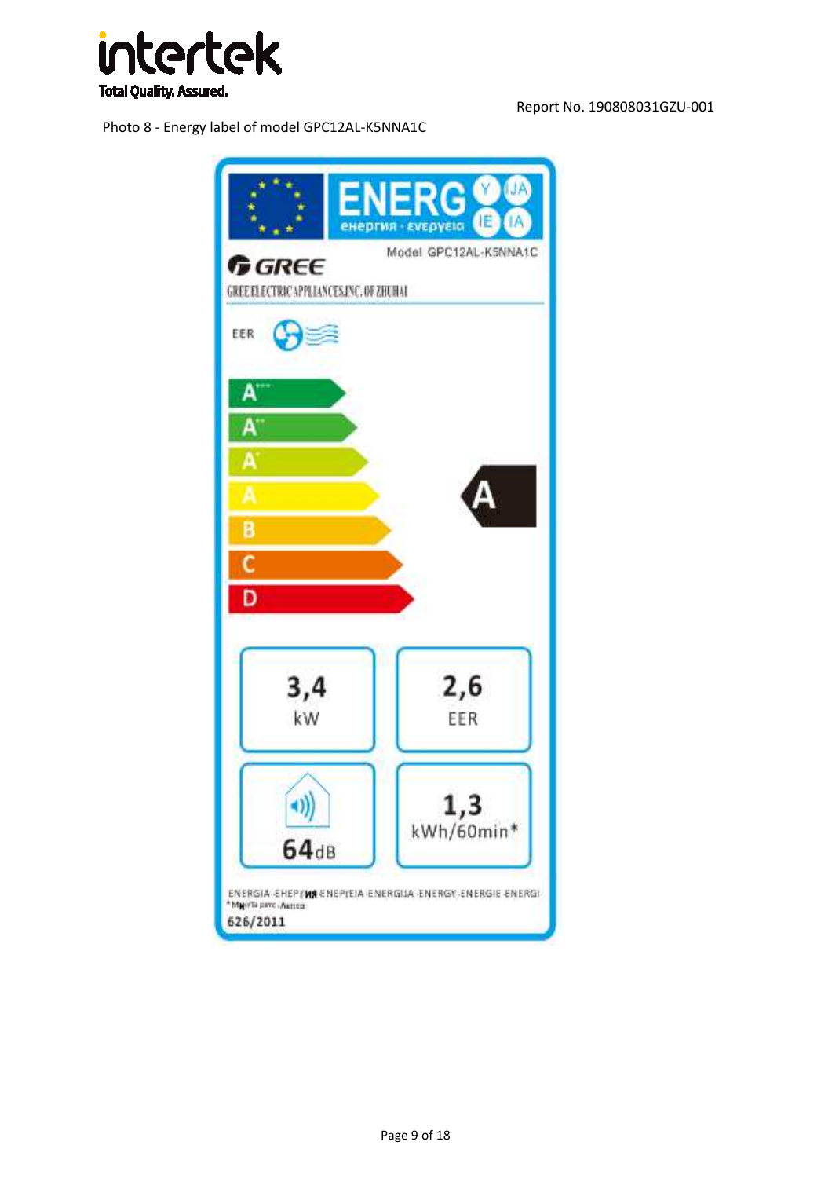Report No. 190808031GZU-001

Photo 8 - Energy label of model GPC12AL-K5NNA1C

ENERG Y IJA IE IA

енергия · ενέργεια

GREE

Model GPC12AL-K5NNA1C

GREE ELECTRIC APPLIANCES,INC. OF ZHUHAI

EER

A+++

A++

A+

A

B

C

D

A

3,4 kW

2,6 EER

64 dB

1,3 kWh/60min*

ENERGIA · ЕНЕРГИЯ · ΕΝΕΡΓΕΙΑ · ENERGIJA · ENERGY · ENERGIE · ENERGI

626/2011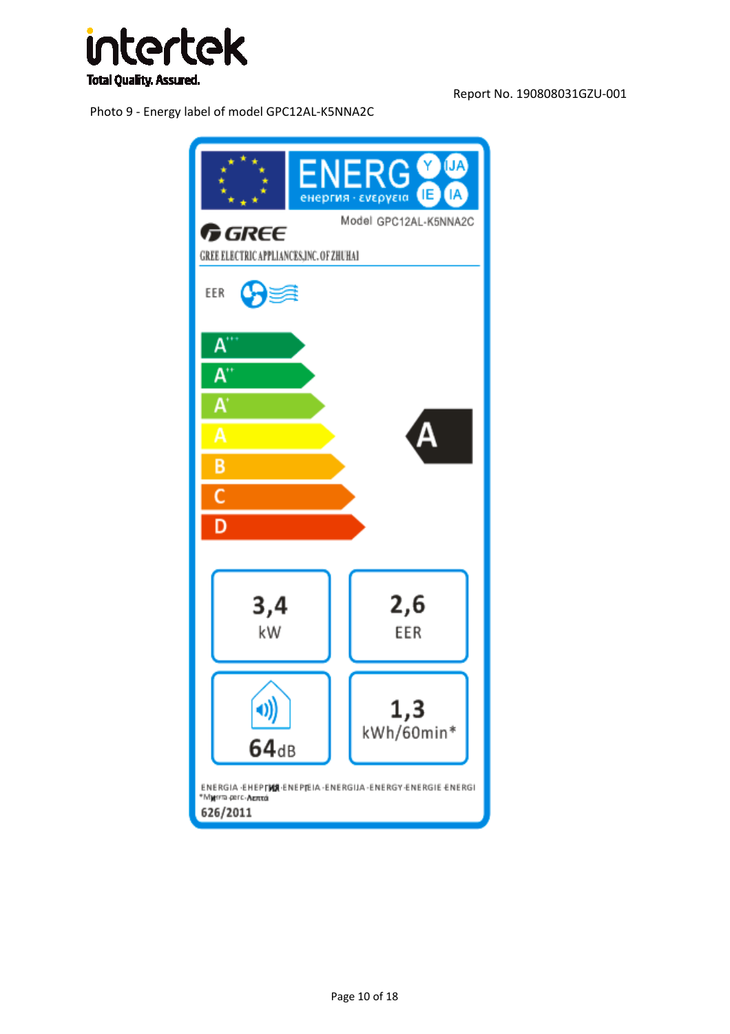Report No. 190808031GZU-001

Photo 9 - Energy label of model GPC12AL-K5NNA2C

ENERGY · IJA · IE · IA

енергия · ενεργεια

GREE

Model GPC12AL-K5NNA2C

GREE ELECTRIC APPLIANCES,INC.OF ZHUHAI

EER

A+++

A++

A+

A

B

C

D

**A**

| 3,4 kW | 2,6 EER |
|---|---|
| 64 dB | 1,3 kWh/60min* |

ENERGIA · ЕНЕРГИЯ · ΕΝΕΡΓΕΙΑ · ENERGIJA · ENERGY · ENERGIE · ENERGI

*Минута · perc · Λεπτά

626/2011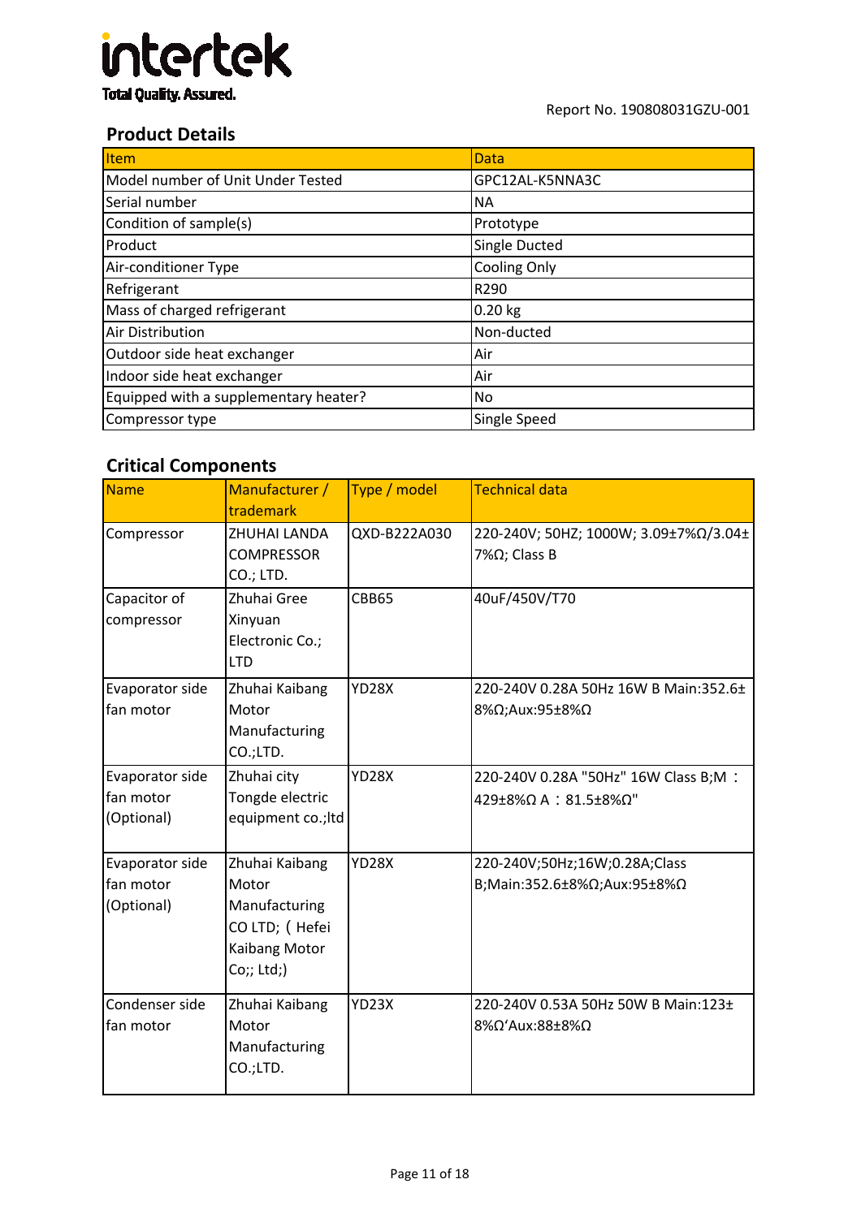Report No. 190808031GZU-001

## Product Details

| Item | Data |
|---|---|
| Model number of Unit Under Tested | GPC12AL-K5NNA3C |
| Serial number | NA |
| Condition of sample(s) | Prototype |
| Product | Single Ducted |
| Air-conditioner Type | Cooling Only |
| Refrigerant | R290 |
| Mass of charged refrigerant | 0.20 kg |
| Air Distribution | Non-ducted |
| Outdoor side heat exchanger | Air |
| Indoor side heat exchanger | Air |
| Equipped with a supplementary heater? | No |
| Compressor type | Single Speed |

## Critical Components

| Name | Manufacturer / trademark | Type / model | Technical data |
|---|---|---|---|
| Compressor | ZHUHAI LANDA COMPRESSOR CO.; LTD. | QXD-B222A030 | 220-240V; 50HZ; 1000W; 3.09±7%Ω/3.04±7%Ω; Class B |
| Capacitor of compressor | Zhuhai Gree Xinyuan Electronic Co.; LTD | CBB65 | 40uF/450V/T70 |
| Evaporator side fan motor | Zhuhai Kaibang Motor Manufacturing CO.;LTD. | YD28X | 220-240V 0.28A 50Hz 16W B Main:352.6±8%Ω;Aux:95±8%Ω |
| Evaporator side fan motor (Optional) | Zhuhai city Tongde electric equipment co.;ltd | YD28X | 220-240V 0.28A "50Hz" 16W Class B;M：429±8%Ω A：81.5±8%Ω" |
| Evaporator side fan motor (Optional) | Zhuhai Kaibang Motor Manufacturing CO LTD;（Hefei Kaibang Motor Co;; Ltd;) | YD28X | 220-240V;50Hz;16W;0.28A;Class B;Main:352.6±8%Ω;Aux:95±8%Ω |
| Condenser side fan motor | Zhuhai Kaibang Motor Manufacturing CO.;LTD. | YD23X | 220-240V 0.53A 50Hz 50W B Main:123±8%Ω'Aux:88±8%Ω |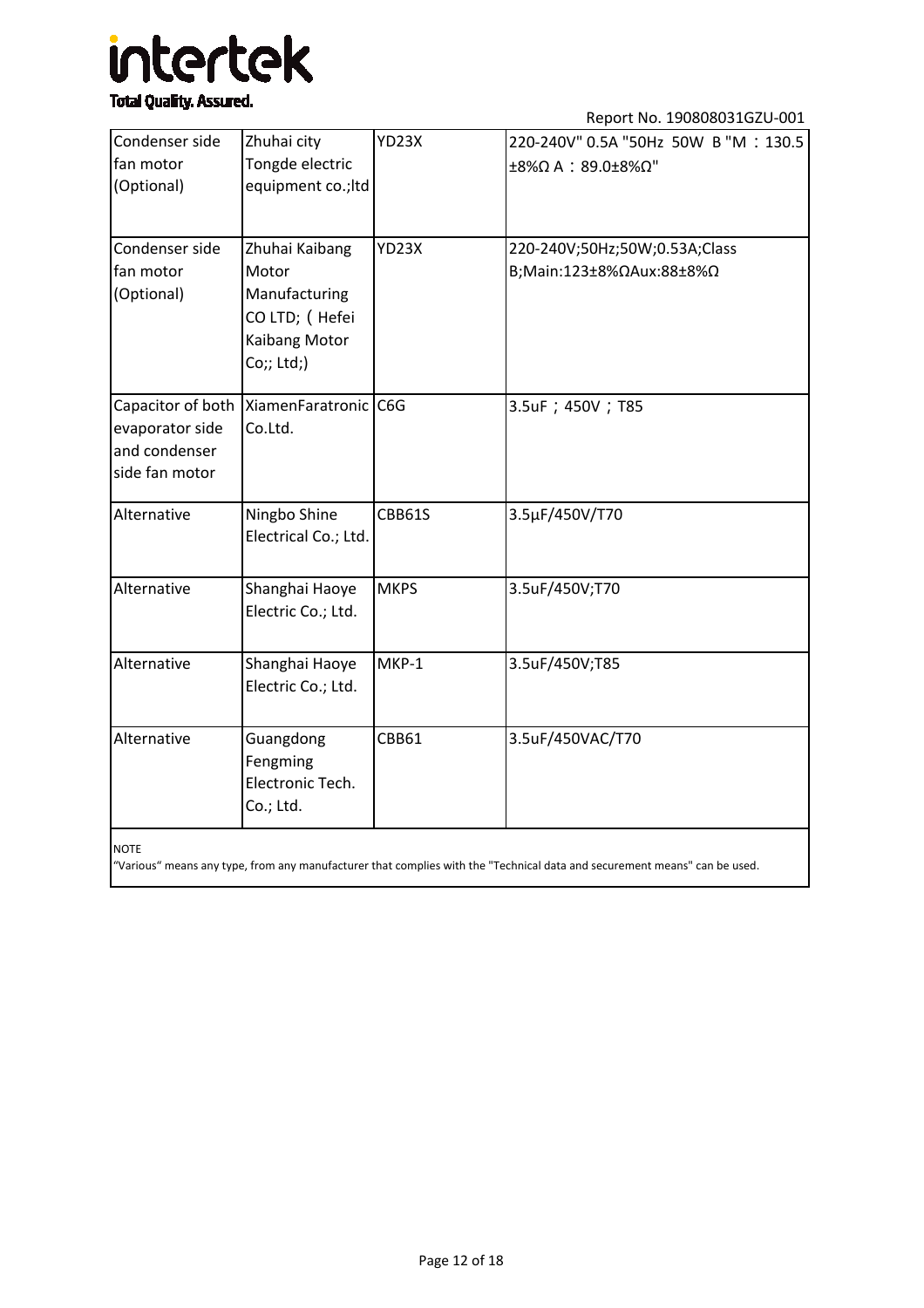| Condenser side fan motor (Optional) | Zhuhai city Tongde electric equipment co.;ltd | YD23X | 220-240V" 0.5A "50Hz 50W B "M：130.5 ±8%Ω A：89.0±8%Ω" |
|---|---|---|---|
| Condenser side fan motor (Optional) | Zhuhai Kaibang Motor Manufacturing CO LTD; ( Hefei Kaibang Motor Co;; Ltd;) | YD23X | 220-240V;50Hz;50W;0.53A;Class B;Main:123±8%ΩAux:88±8%Ω |
| Capacitor of both evaporator side and condenser side fan motor | XiamenFaratronic Co.Ltd. | C6G | 3.5uF；450V；T85 |
| Alternative | Ningbo Shine Electrical Co.; Ltd. | CBB61S | 3.5μF/450V/T70 |
| Alternative | Shanghai Haoye Electric Co.; Ltd. | MKPS | 3.5uF/450V;T70 |
| Alternative | Shanghai Haoye Electric Co.; Ltd. | MKP-1 | 3.5uF/450V;T85 |
| Alternative | Guangdong Fengming Electronic Tech. Co.; Ltd. | CBB61 | 3.5uF/450VAC/T70 |

NOTE
"Various" means any type, from any manufacturer that complies with the "Technical data and securement means" can be used.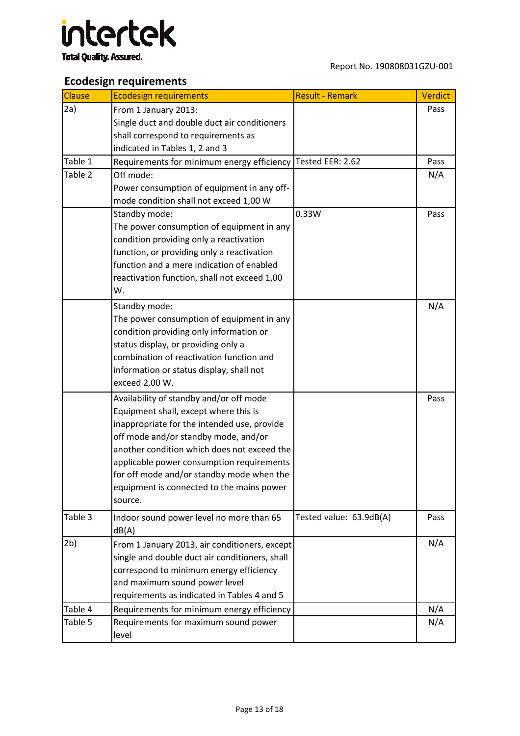## Ecodesign requirements

| Clause | Ecodesign requirements | Result - Remark | Verdict |
|---|---|---|---|
| 2a) | From 1 January 2013: Single duct and double duct air conditioners shall correspond to requirements as indicated in Tables 1, 2 and 3 | | Pass |
| Table 1 | Requirements for minimum energy efficiency | Tested EER: 2.62 | Pass |
| Table 2 | Off mode: Power consumption of equipment in any off-mode condition shall not exceed 1,00 W | | N/A |
| | Standby mode: The power consumption of equipment in any condition providing only a reactivation function, or providing only a reactivation function and a mere indication of enabled reactivation function, shall not exceed 1,00 W. | 0.33W | Pass |
| | Standby mode: The power consumption of equipment in any condition providing only information or status display, or providing only a combination of reactivation function and information or status display, shall not exceed 2,00 W. | | N/A |
| | Availability of standby and/or off mode Equipment shall, except where this is inappropriate for the intended use, provide off mode and/or standby mode, and/or another condition which does not exceed the applicable power consumption requirements for off mode and/or standby mode when the equipment is connected to the mains power source. | | Pass |
| Table 3 | Indoor sound power level no more than 65 dB(A) | Tested value: 63.9dB(A) | Pass |
| 2b) | From 1 January 2013, air conditioners, except single and double duct air conditioners, shall correspond to minimum energy efficiency and maximum sound power level requirements as indicated in Tables 4 and 5 | | N/A |
| Table 4 | Requirements for minimum energy efficiency | | N/A |
| Table 5 | Requirements for maximum sound power level | | N/A |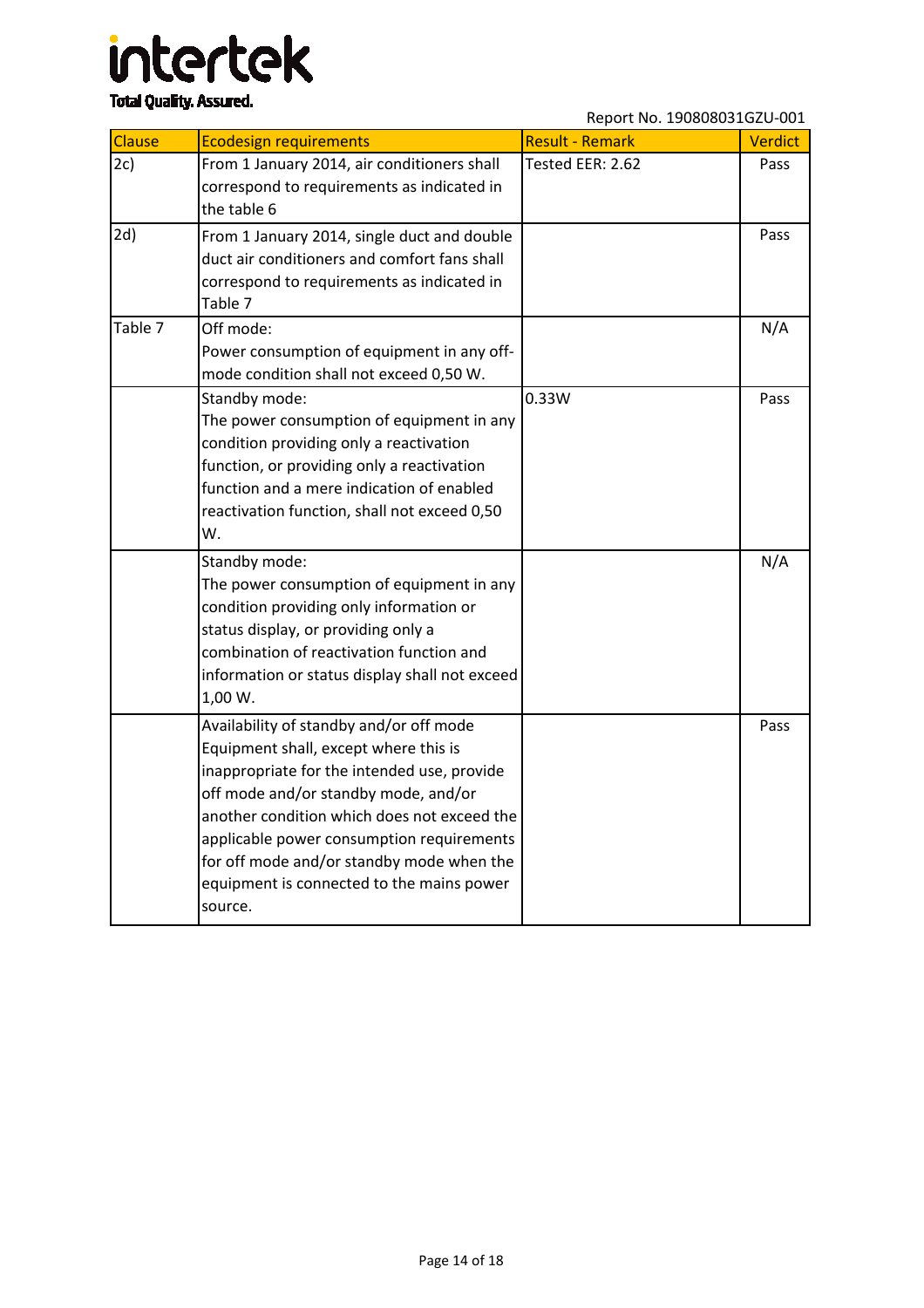Report No. 190808031GZU-001

| Clause | Ecodesign requirements | Result - Remark | Verdict |
| --- | --- | --- | --- |
| 2c) | From 1 January 2014, air conditioners shall correspond to requirements as indicated in the table 6 | Tested EER: 2.62 | Pass |
| 2d) | From 1 January 2014, single duct and double duct air conditioners and comfort fans shall correspond to requirements as indicated in Table 7 | | Pass |
| Table 7 | Off mode: Power consumption of equipment in any off-mode condition shall not exceed 0,50 W. | | N/A |
| | Standby mode: The power consumption of equipment in any condition providing only a reactivation function, or providing only a reactivation function and a mere indication of enabled reactivation function, shall not exceed 0,50 W. | 0.33W | Pass |
| | Standby mode: The power consumption of equipment in any condition providing only information or status display, or providing only a combination of reactivation function and information or status display shall not exceed 1,00 W. | | N/A |
| | Availability of standby and/or off mode Equipment shall, except where this is inappropriate for the intended use, provide off mode and/or standby mode, and/or another condition which does not exceed the applicable power consumption requirements for off mode and/or standby mode when the equipment is connected to the mains power source. | | Pass |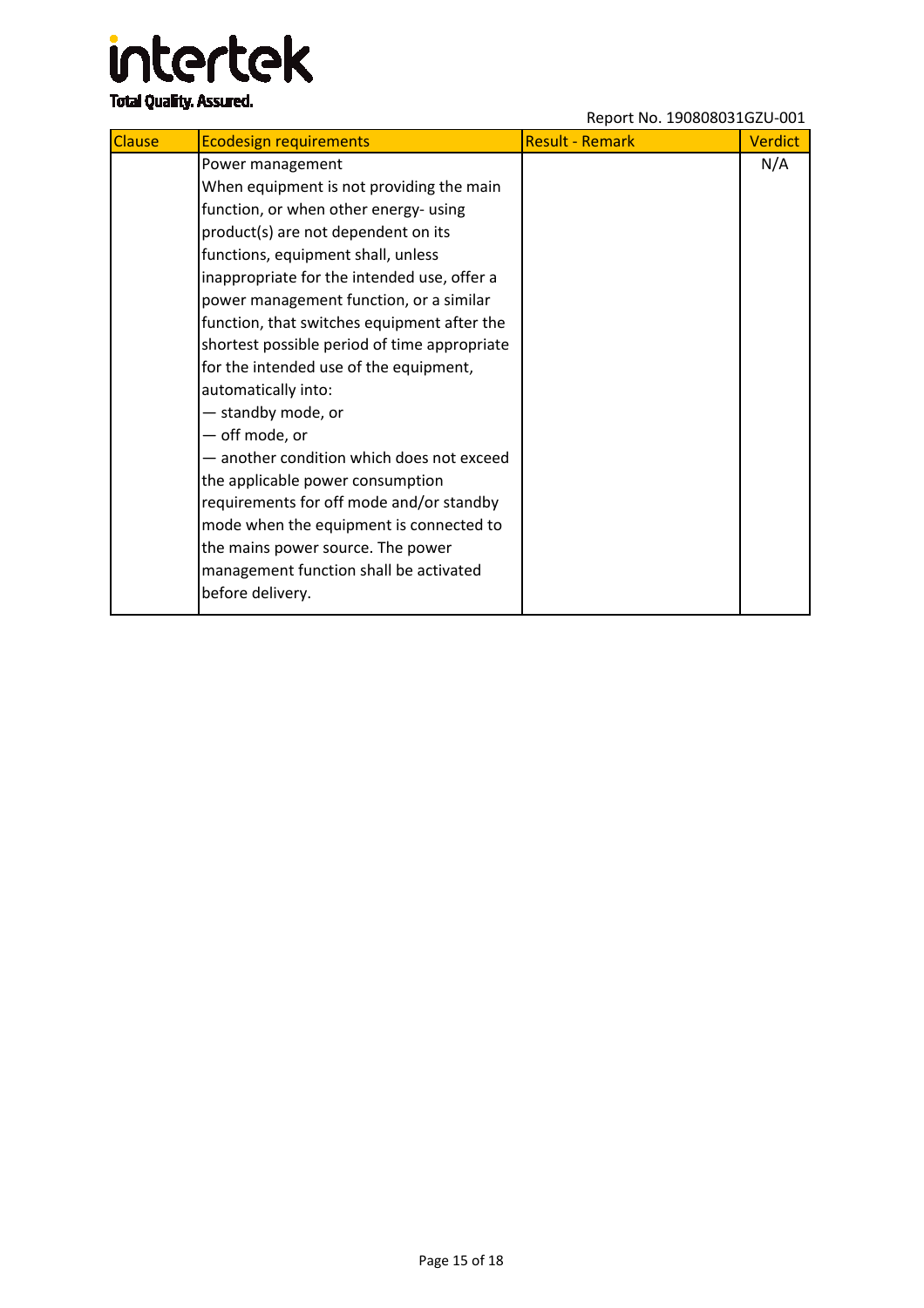| Clause | Ecodesign requirements | Result - Remark | Verdict |
|---|---|---|---|
| | Power management<br>When equipment is not providing the main function, or when other energy- using product(s) are not dependent on its functions, equipment shall, unless inappropriate for the intended use, offer a power management function, or a similar function, that switches equipment after the shortest possible period of time appropriate for the intended use of the equipment, automatically into:<br>— standby mode, or<br>— off mode, or<br>— another condition which does not exceed the applicable power consumption requirements for off mode and/or standby mode when the equipment is connected to the mains power source. The power management function shall be activated before delivery. | | N/A |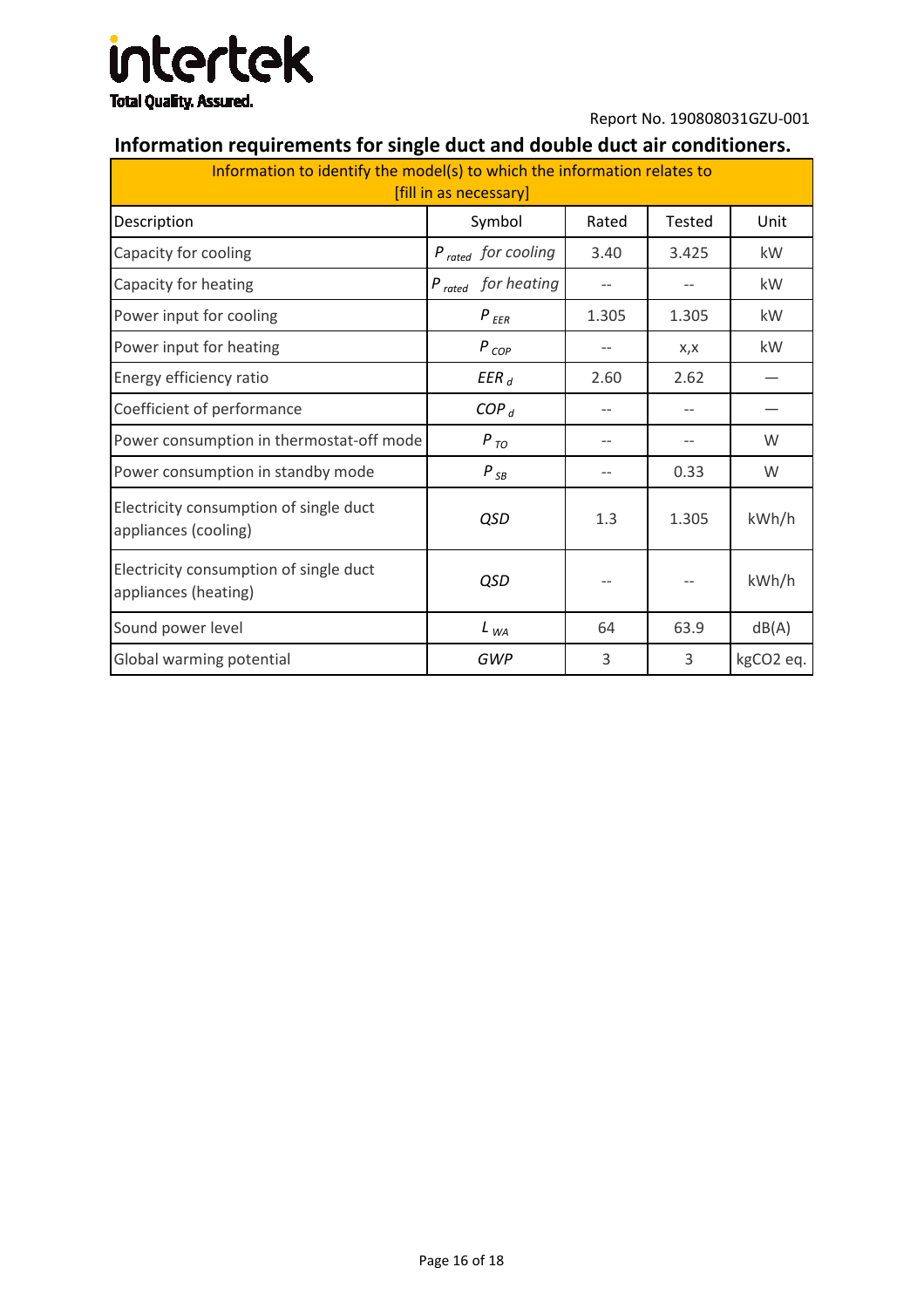## Information requirements for single duct and double duct air conditioners.

| Information to identify the model(s) to which the information relates to [fill in as necessary] | | | | |
|---|---|---|---|---|
| Description | Symbol | Rated | Tested | Unit |
| Capacity for cooling | $P_{rated}$ *for cooling* | 3.40 | 3.425 | kW |
| Capacity for heating | $P_{rated}$ *for heating* | -- | -- | kW |
| Power input for cooling | $P_{EER}$ | 1.305 | 1.305 | kW |
| Power input for heating | $P_{COP}$ | -- | x,x | kW |
| Energy efficiency ratio | $EER_d$ | 2.60 | 2.62 | — |
| Coefficient of performance | $COP_d$ | -- | -- | — |
| Power consumption in thermostat-off mode | $P_{TO}$ | -- | -- | W |
| Power consumption in standby mode | $P_{SB}$ | -- | 0.33 | W |
| Electricity consumption of single duct appliances (cooling) | *QSD* | 1.3 | 1.305 | kWh/h |
| Electricity consumption of single duct appliances (heating) | *QSD* | -- | -- | kWh/h |
| Sound power level | $L_{WA}$ | 64 | 63.9 | dB(A) |
| Global warming potential | *GWP* | 3 | 3 | kgCO2 eq. |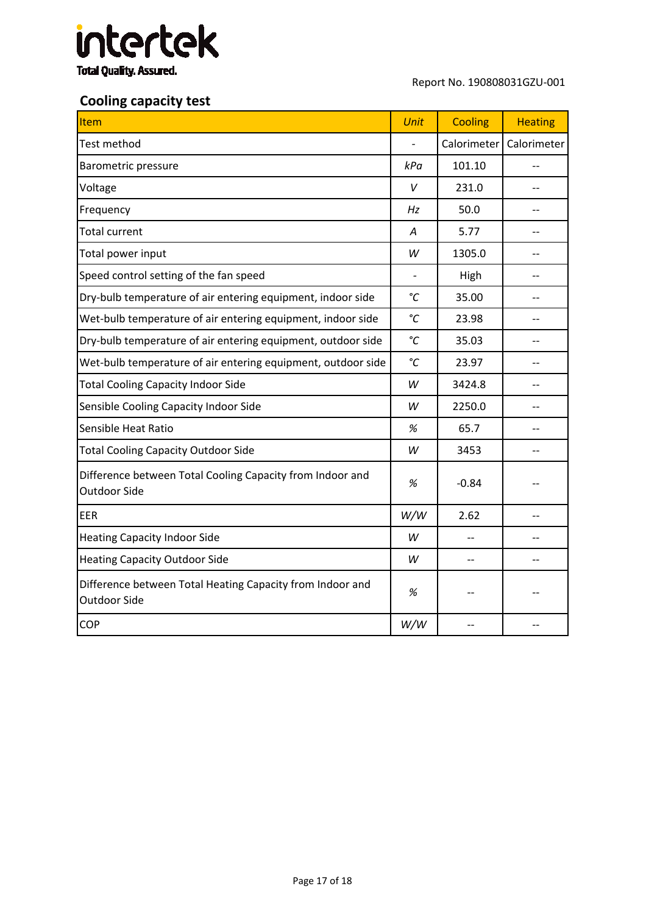Report No. 190808031GZU-001

## Cooling capacity test

| Item | *Unit* | Cooling | Heating |
|---|---|---|---|
| Test method | - | Calorimeter | Calorimeter |
| Barometric pressure | *kPa* | 101.10 | -- |
| Voltage | *V* | 231.0 | -- |
| Frequency | *Hz* | 50.0 | -- |
| Total current | *A* | 5.77 | -- |
| Total power input | *W* | 1305.0 | -- |
| Speed control setting of the fan speed | - | High | -- |
| Dry-bulb temperature of air entering equipment, indoor side | *°C* | 35.00 | -- |
| Wet-bulb temperature of air entering equipment, indoor side | *°C* | 23.98 | -- |
| Dry-bulb temperature of air entering equipment, outdoor side | *°C* | 35.03 | -- |
| Wet-bulb temperature of air entering equipment, outdoor side | *°C* | 23.97 | -- |
| Total Cooling Capacity Indoor Side | *W* | 3424.8 | -- |
| Sensible Cooling Capacity Indoor Side | *W* | 2250.0 | -- |
| Sensible Heat Ratio | *%* | 65.7 | -- |
| Total Cooling Capacity Outdoor Side | *W* | 3453 | -- |
| Difference between Total Cooling Capacity from Indoor and Outdoor Side | *%* | -0.84 | -- |
| EER | *W/W* | 2.62 | -- |
| Heating Capacity Indoor Side | *W* | -- | -- |
| Heating Capacity Outdoor Side | *W* | -- | -- |
| Difference between Total Heating Capacity from Indoor and Outdoor Side | *%* | -- | -- |
| COP | *W/W* | -- | -- |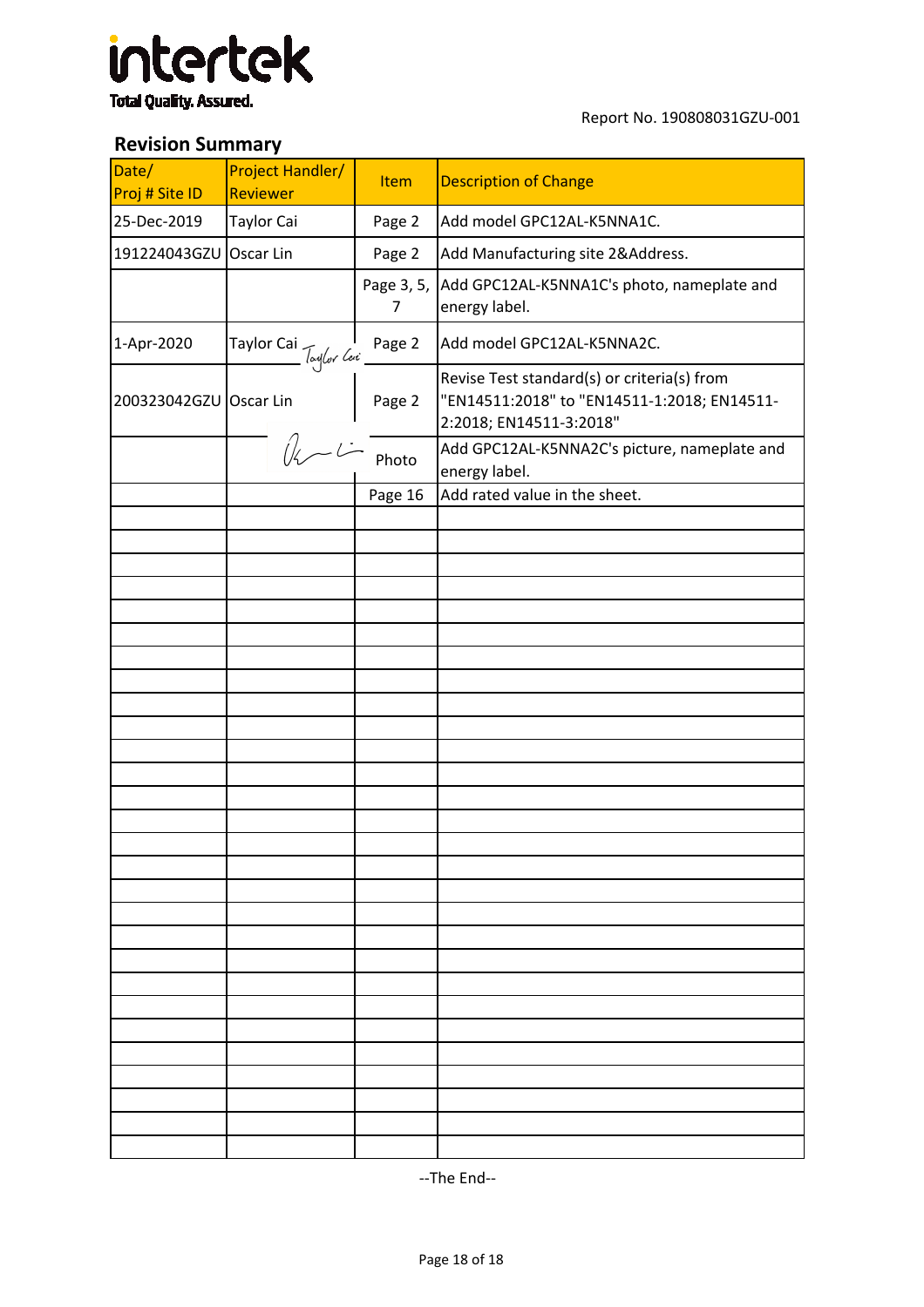Report No. 190808031GZU-001

## Revision Summary

| Date/ Proj # Site ID | Project Handler/ Reviewer | Item | Description of Change |
|---|---|---|---|
| 25-Dec-2019 | Taylor Cai | Page 2 | Add model GPC12AL-K5NNA1C. |
| 191224043GZU | Oscar Lin | Page 2 | Add Manufacturing site 2&Address. |
| | | Page 3, 5, 7 | Add GPC12AL-K5NNA1C's photo, nameplate and energy label. |
| 1-Apr-2020 | Taylor Cai | Page 2 | Add model GPC12AL-K5NNA2C. |
| 200323042GZU | Oscar Lin | Page 2 | Revise Test standard(s) or criteria(s) from "EN14511:2018" to "EN14511-1:2018; EN14511-2:2018; EN14511-3:2018" |
| | | Photo | Add GPC12AL-K5NNA2C's picture, nameplate and energy label. |
| | | Page 16 | Add rated value in the sheet. |
| | | | |
| | | | |
| | | | |
| | | | |
| | | | |
| | | | |
| | | | |
| | | | |
| | | | |
| | | | |
| | | | |
| | | | |
| | | | |
| | | | |
| | | | |
| | | | |
| | | | |
| | | | |
| | | | |
| | | | |
| | | | |
| | | | |
| | | | |
| | | | |
| | | | |
| | | | |

--The End--